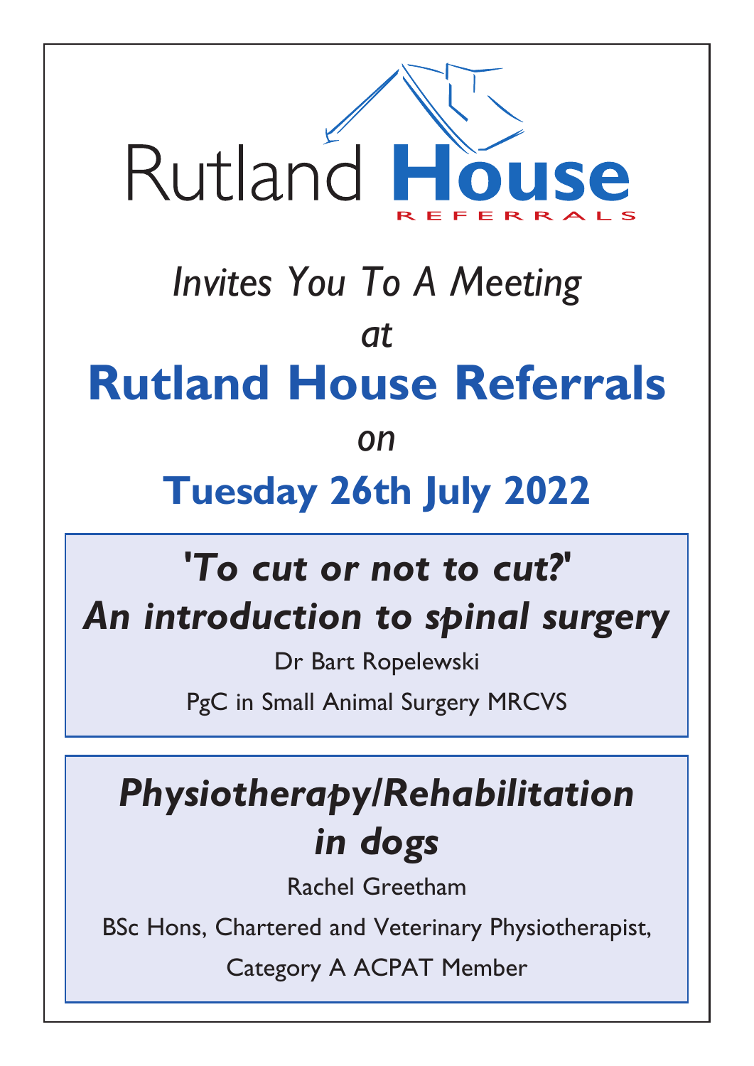# Rutland House

REFERRALS

*Invites You To A Meeting*

*at*

## Rutland House Referrals

*on*

## Tuesday 26th July 2022

### *'To cut or not to cut?' An introduction to spinal surgery*

Dr Bart Ropelewski

PgC in Small Animal Surgery MRCVS

### *Physiotherapy/Rehabilitation in dogs*

Rachel Greetham

BSc Hons, Chartered and Veterinary Physiotherapist,

Category A ACPAT Member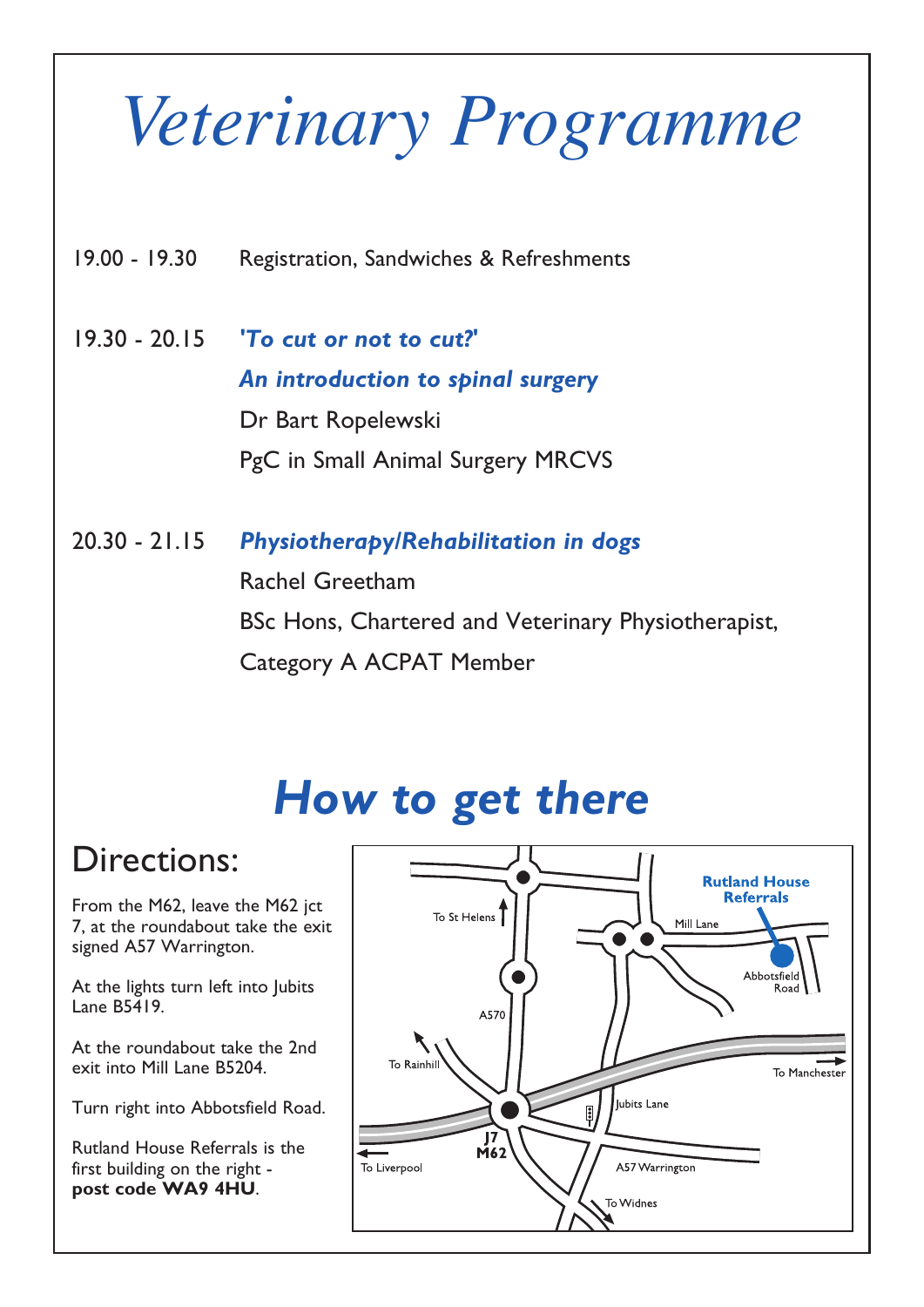# Veterinary Programme

19.00 - 19.30 Registration, Sandwiches & Refreshments

19.30 - 20.15 ***'To cut or not to cut?'***
***An introduction to spinal surgery***
Dr Bart Ropelewski
PgC in Small Animal Surgery MRCVS

20.30 - 21.15 ***Physiotherapy/Rehabilitation in dogs***
Rachel Greetham
BSc Hons, Chartered and Veterinary Physiotherapist,
Category A ACPAT Member

## *How to get there*

### Directions:

From the M62, leave the M62 jct 7, at the roundabout take the exit signed A57 Warrington.

At the lights turn left into Jubits Lane B5419.

At the roundabout take the 2nd exit into Mill Lane B5204.

Turn right into Abbotsfield Road.

Rutland House Referrals is the first building on the right - **post code WA9 4HU**.

**Rutland House Referrals**

Mill Lane
Abbotsfield Road
To St Helens
A570
To Rainhill
To Manchester
Jubits Lane
J7 M62
To Liverpool
A57 Warrington
To Widnes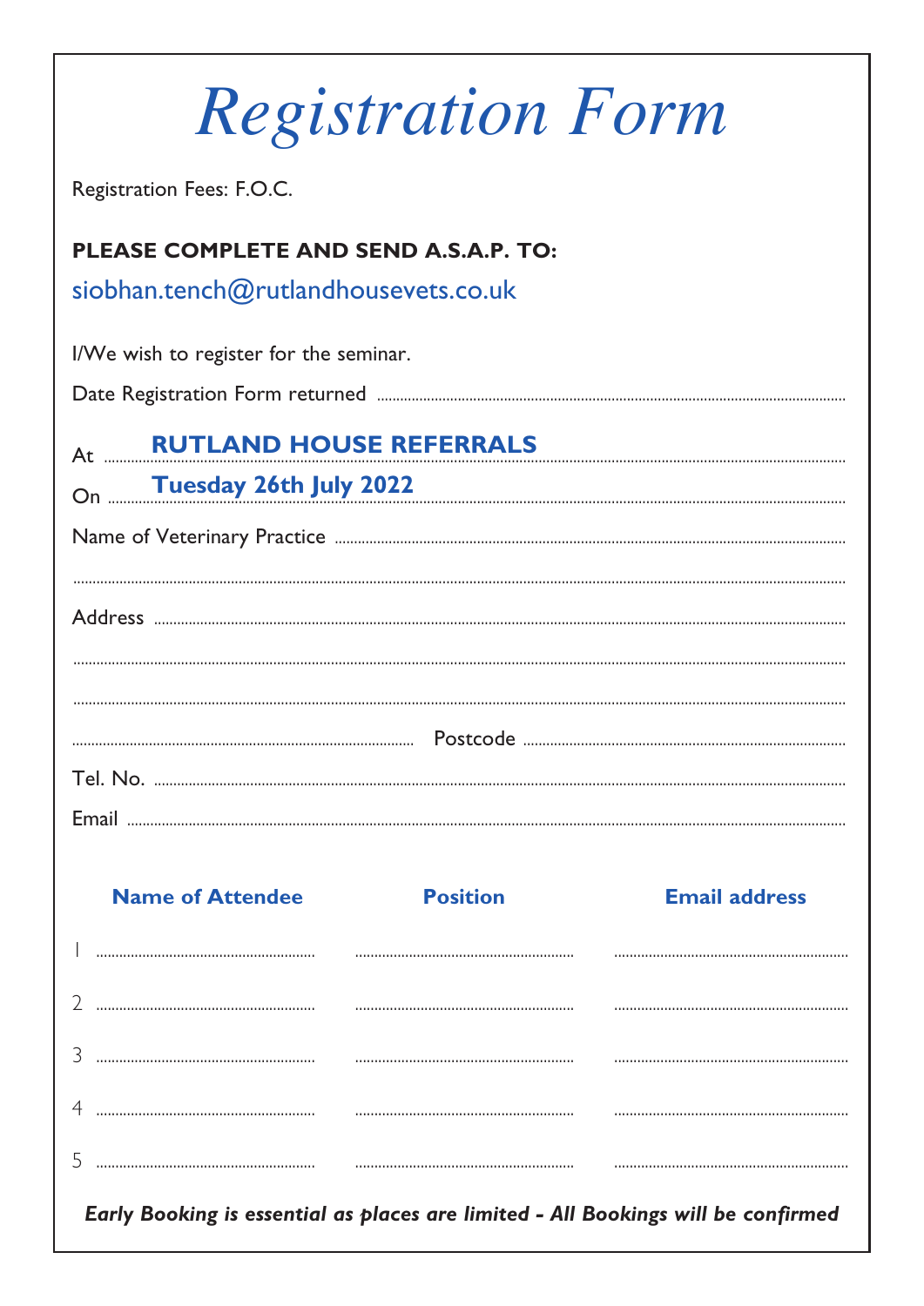# Registration Form

Registration Fees: F.O.C.

**PLEASE COMPLETE AND SEND A.S.A.P. TO:**

siobhan.tench@rutlandhousevets.co.uk

I/We wish to register for the seminar.

Date Registration Form returned ..........................................................

At **RUTLAND HOUSE REFERRALS**

On **Tuesday 26th July 2022**

Name of Veterinary Practice ..........................................................

..........................................................

Address ..........................................................

..........................................................

..........................................................

.................................... Postcode ....................................

Tel. No. ..........................................................

Email ..........................................................

| | Name of Attendee | Position | Email address |
|---|---|---|---|
| 1 | ............................ | ............................ | ............................ |
| 2 | ............................ | ............................ | ............................ |
| 3 | ............................ | ............................ | ............................ |
| 4 | ............................ | ............................ | ............................ |
| 5 | ............................ | ............................ | ............................ |

***Early Booking is essential as places are limited - All Bookings will be confirmed***